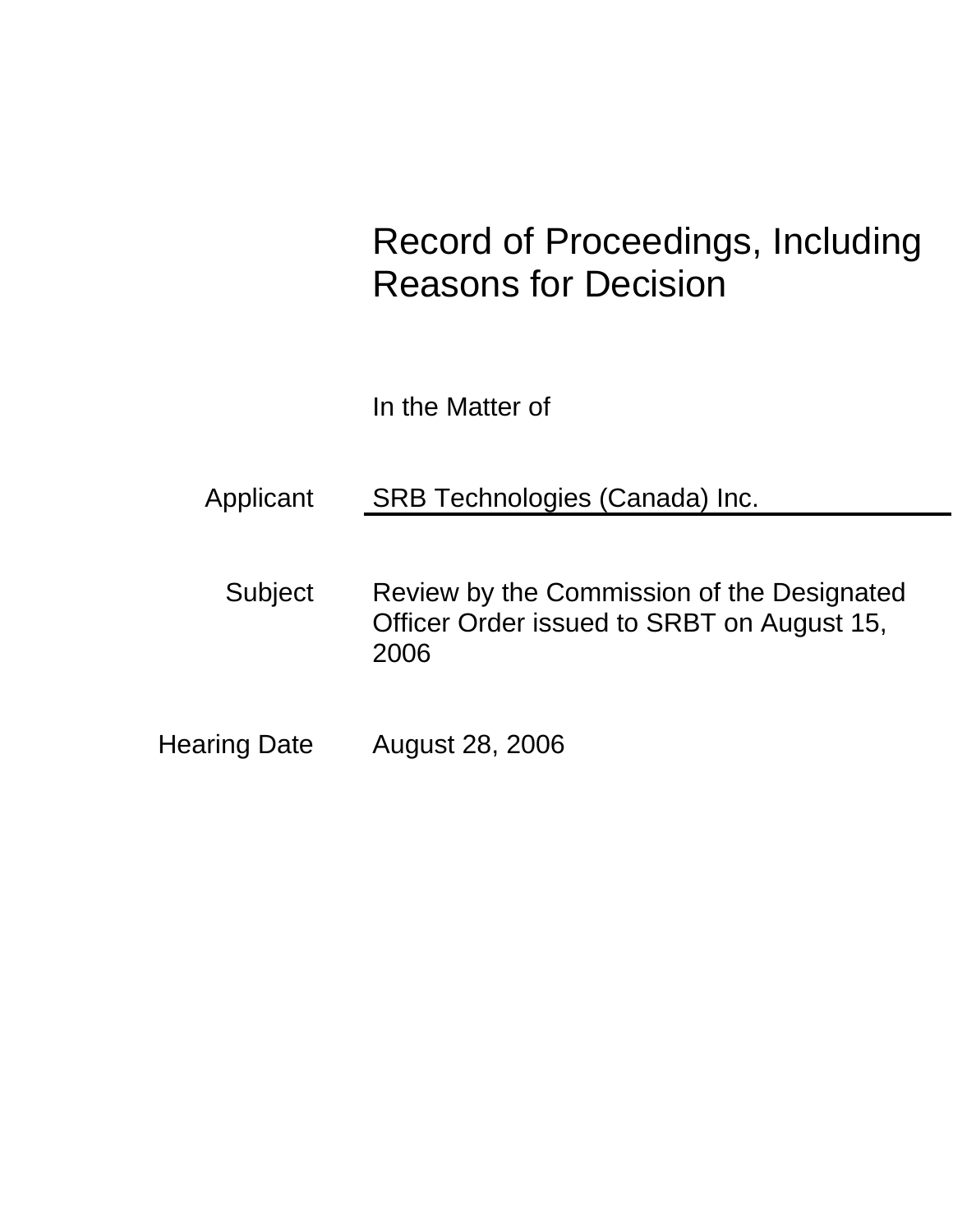# Record of Proceedings, Including Reasons for Decision

In the Matter of

Applicant: SRB Technologies (Canada) Inc.

Subject: Review by the Commission of the Designated Officer Order issued to SRBT on August 15, 2006

Hearing Date: August 28, 2006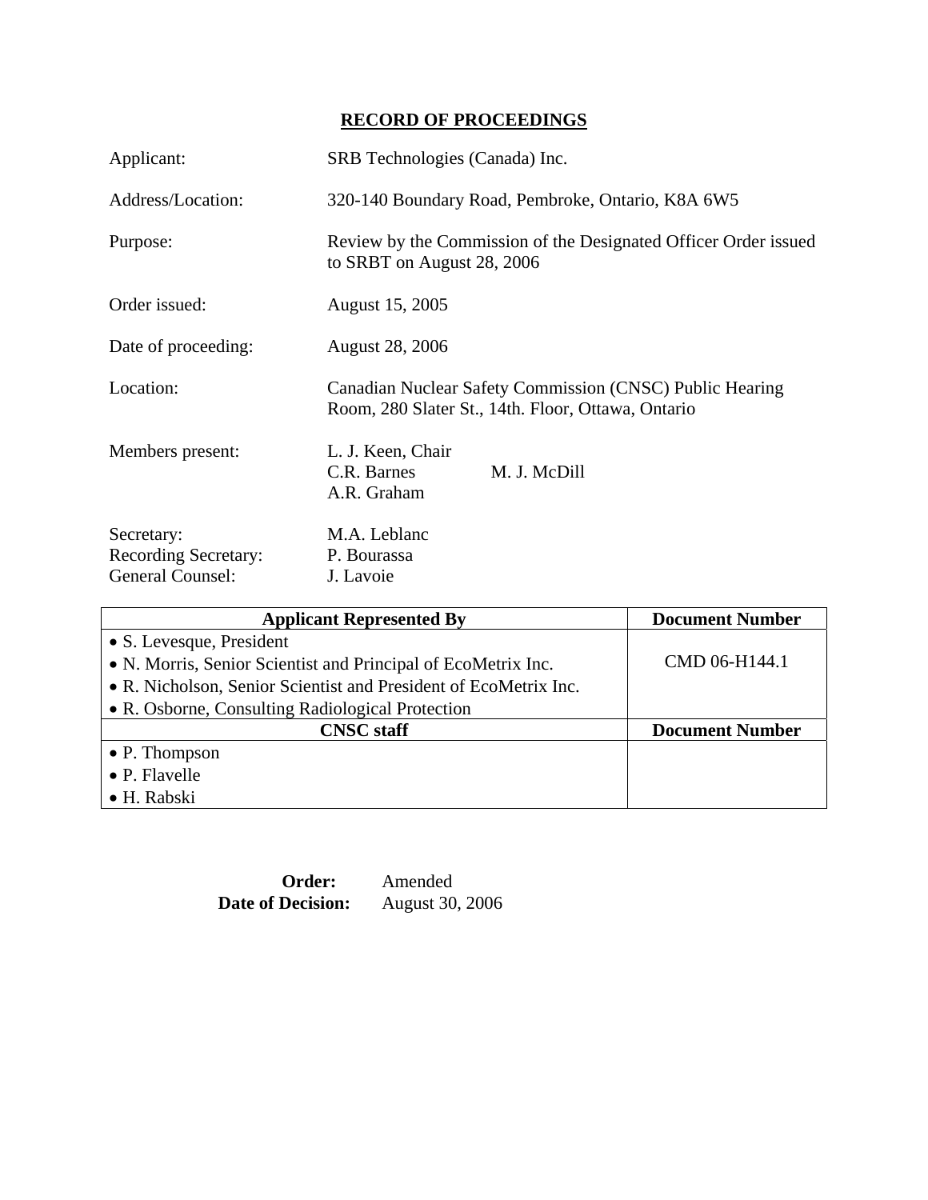# RECORD OF PROCEEDINGS

Applicant: SRB Technologies (Canada) Inc.

Address/Location: 320-140 Boundary Road, Pembroke, Ontario, K8A 6W5

Purpose: Review by the Commission of the Designated Officer Order issued to SRBT on August 28, 2006

Order issued: August 15, 2005

Date of proceeding: August 28, 2006

Location: Canadian Nuclear Safety Commission (CNSC) Public Hearing Room, 280 Slater St., 14th. Floor, Ottawa, Ontario

Members present: L. J. Keen, Chair
C.R. Barnes
M. J. McDill
A.R. Graham

Secretary: M.A. Leblanc
Recording Secretary: P. Bourassa
General Counsel: J. Lavoie

| Applicant Represented By | Document Number |
|---|---|
| • S. Levesque, President<br>• N. Morris, Senior Scientist and Principal of EcoMetrix Inc.<br>• R. Nicholson, Senior Scientist and President of EcoMetrix Inc.<br>• R. Osborne, Consulting Radiological Protection | CMD 06-H144.1 |
| **CNSC staff** | **Document Number** |
| • P. Thompson<br>• P. Flavelle<br>• H. Rabski | |

**Order:** Amended
**Date of Decision:** August 30, 2006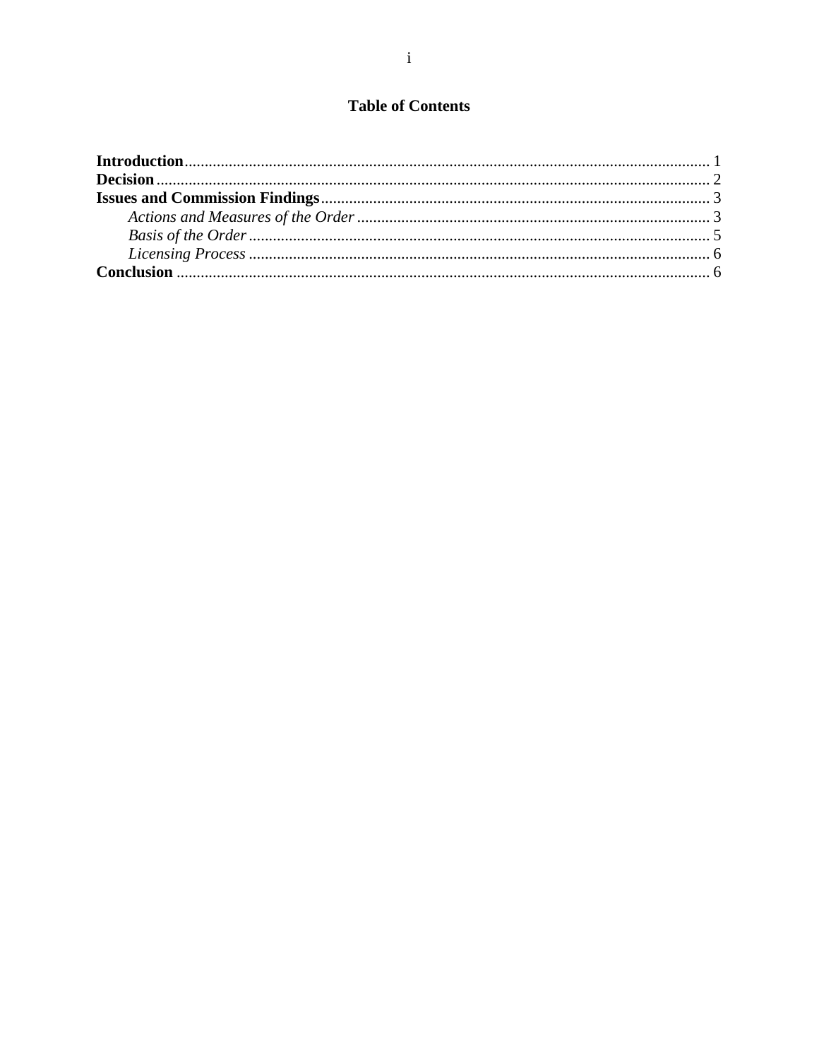# Table of Contents

**Introduction** .................................................................................................................. 1
**Decision** .......................................................................................................................... 2
**Issues and Commission Findings** ................................................................................ 3
*Actions and Measures of the Order* ........................................................................ 3
*Basis of the Order* ................................................................................................... 5
*Licensing Process* .................................................................................................... 6
**Conclusion** ..................................................................................................................... 6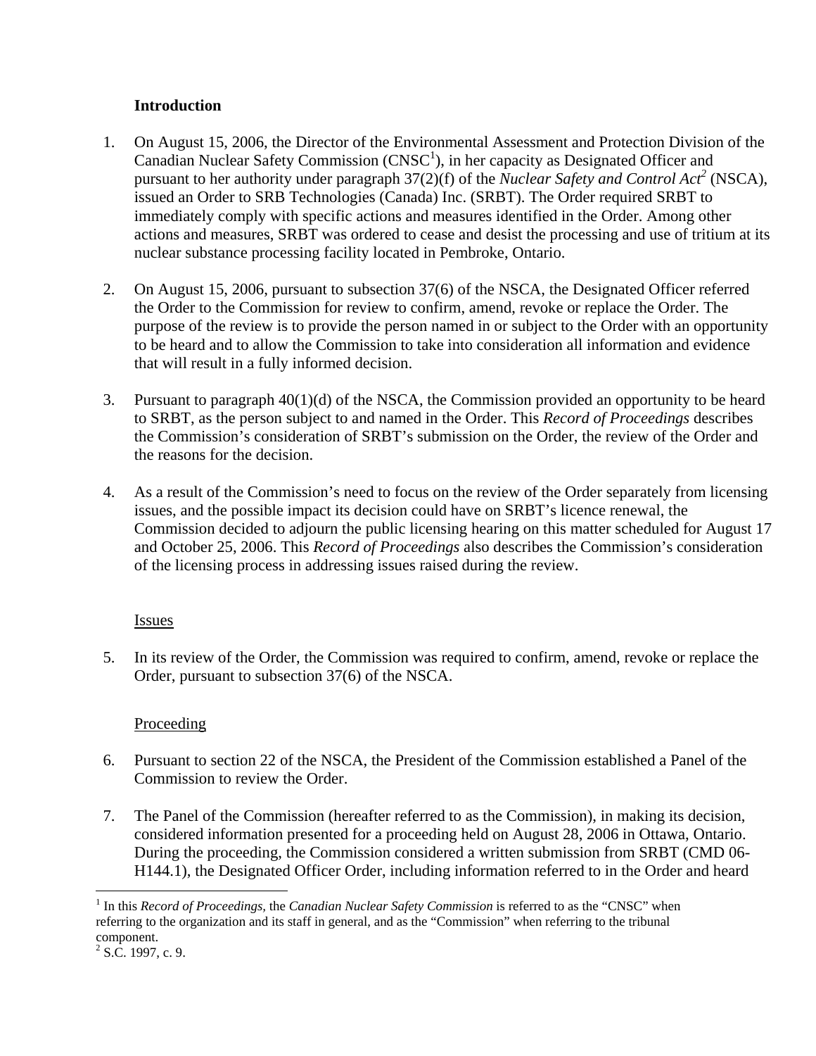**Introduction**

1. On August 15, 2006, the Director of the Environmental Assessment and Protection Division of the Canadian Nuclear Safety Commission (CNSC[1]), in her capacity as Designated Officer and pursuant to her authority under paragraph 37(2)(f) of the *Nuclear Safety and Control Act*[2] (NSCA), issued an Order to SRB Technologies (Canada) Inc. (SRBT). The Order required SRBT to immediately comply with specific actions and measures identified in the Order. Among other actions and measures, SRBT was ordered to cease and desist the processing and use of tritium at its nuclear substance processing facility located in Pembroke, Ontario.

2. On August 15, 2006, pursuant to subsection 37(6) of the NSCA, the Designated Officer referred the Order to the Commission for review to confirm, amend, revoke or replace the Order. The purpose of the review is to provide the person named in or subject to the Order with an opportunity to be heard and to allow the Commission to take into consideration all information and evidence that will result in a fully informed decision.

3. Pursuant to paragraph 40(1)(d) of the NSCA, the Commission provided an opportunity to be heard to SRBT, as the person subject to and named in the Order. This *Record of Proceedings* describes the Commission's consideration of SRBT's submission on the Order, the review of the Order and the reasons for the decision.

4. As a result of the Commission's need to focus on the review of the Order separately from licensing issues, and the possible impact its decision could have on SRBT's licence renewal, the Commission decided to adjourn the public licensing hearing on this matter scheduled for August 17 and October 25, 2006. This *Record of Proceedings* also describes the Commission's consideration of the licensing process in addressing issues raised during the review.

Issues

5. In its review of the Order, the Commission was required to confirm, amend, revoke or replace the Order, pursuant to subsection 37(6) of the NSCA.

Proceeding

6. Pursuant to section 22 of the NSCA, the President of the Commission established a Panel of the Commission to review the Order.

7. The Panel of the Commission (hereafter referred to as the Commission), in making its decision, considered information presented for a proceeding held on August 28, 2006 in Ottawa, Ontario. During the proceeding, the Commission considered a written submission from SRBT (CMD 06-H144.1), the Designated Officer Order, including information referred to in the Order and heard

---

[1] In this *Record of Proceedings,* the *Canadian Nuclear Safety Commission* is referred to as the "CNSC" when referring to the organization and its staff in general, and as the "Commission" when referring to the tribunal component.

[2] S.C. 1997, c. 9.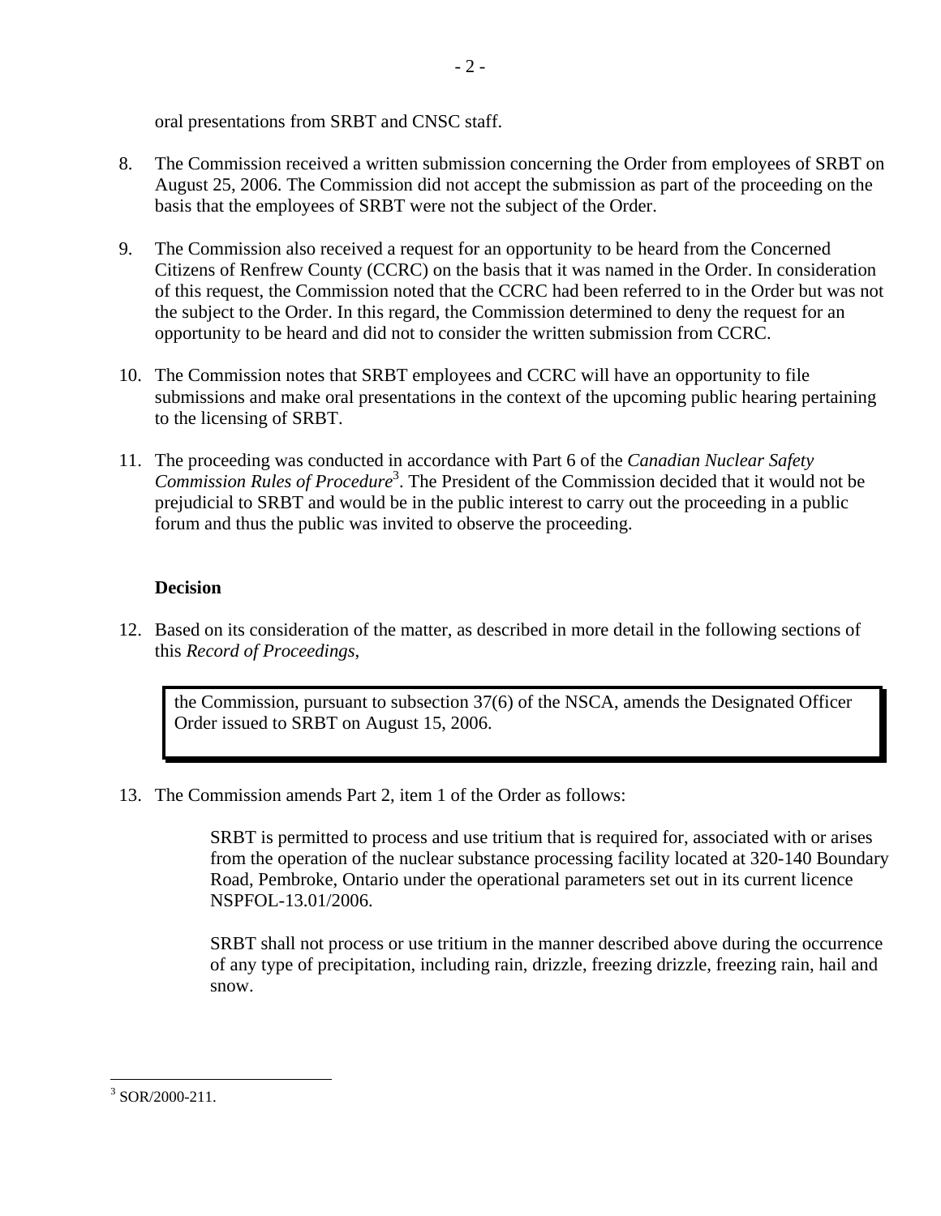oral presentations from SRBT and CNSC staff.

8. The Commission received a written submission concerning the Order from employees of SRBT on August 25, 2006. The Commission did not accept the submission as part of the proceeding on the basis that the employees of SRBT were not the subject of the Order.

9. The Commission also received a request for an opportunity to be heard from the Concerned Citizens of Renfrew County (CCRC) on the basis that it was named in the Order. In consideration of this request, the Commission noted that the CCRC had been referred to in the Order but was not the subject to the Order. In this regard, the Commission determined to deny the request for an opportunity to be heard and did not to consider the written submission from CCRC.

10. The Commission notes that SRBT employees and CCRC will have an opportunity to file submissions and make oral presentations in the context of the upcoming public hearing pertaining to the licensing of SRBT.

11. The proceeding was conducted in accordance with Part 6 of the *Canadian Nuclear Safety Commission Rules of Procedure*[3]. The President of the Commission decided that it would not be prejudicial to SRBT and would be in the public interest to carry out the proceeding in a public forum and thus the public was invited to observe the proceeding.

**Decision**

12. Based on its consideration of the matter, as described in more detail in the following sections of this *Record of Proceedings*,

> the Commission, pursuant to subsection 37(6) of the NSCA, amends the Designated Officer Order issued to SRBT on August 15, 2006.

13. The Commission amends Part 2, item 1 of the Order as follows:

> SRBT is permitted to process and use tritium that is required for, associated with or arises from the operation of the nuclear substance processing facility located at 320-140 Boundary Road, Pembroke, Ontario under the operational parameters set out in its current licence NSPFOL-13.01/2006.
>
> SRBT shall not process or use tritium in the manner described above during the occurrence of any type of precipitation, including rain, drizzle, freezing drizzle, freezing rain, hail and snow.

---

[3] SOR/2000-211.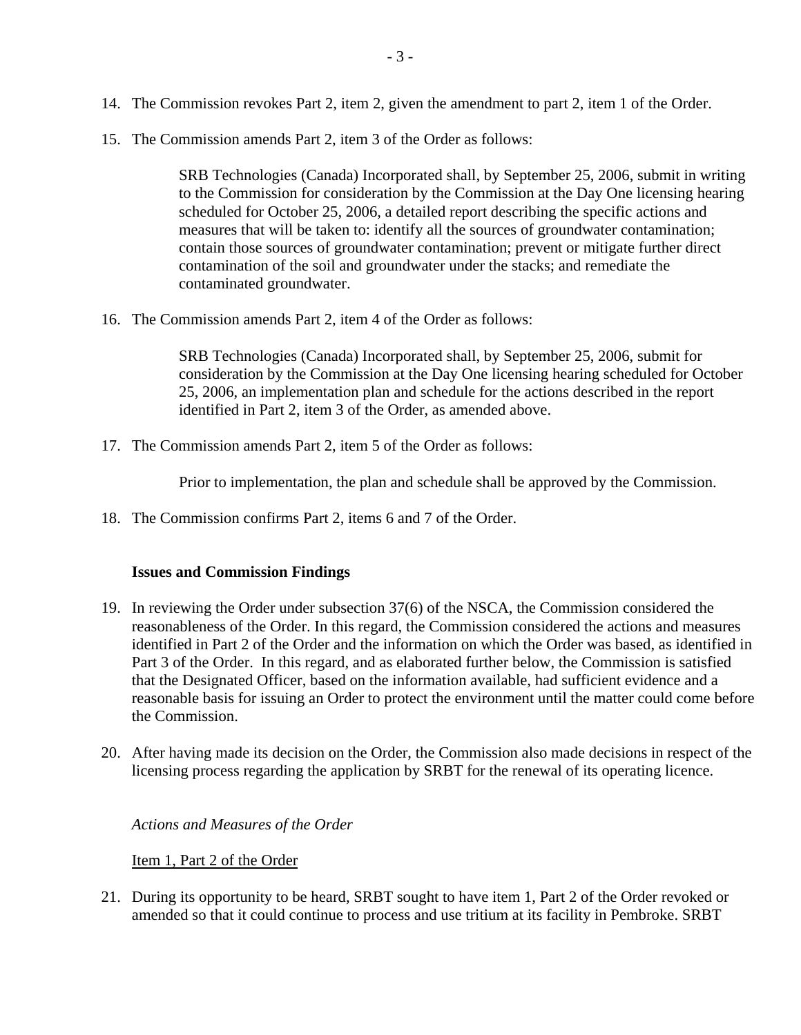14. The Commission revokes Part 2, item 2, given the amendment to part 2, item 1 of the Order.

15. The Commission amends Part 2, item 3 of the Order as follows:

    SRB Technologies (Canada) Incorporated shall, by September 25, 2006, submit in writing to the Commission for consideration by the Commission at the Day One licensing hearing scheduled for October 25, 2006, a detailed report describing the specific actions and measures that will be taken to: identify all the sources of groundwater contamination; contain those sources of groundwater contamination; prevent or mitigate further direct contamination of the soil and groundwater under the stacks; and remediate the contaminated groundwater.

16. The Commission amends Part 2, item 4 of the Order as follows:

    SRB Technologies (Canada) Incorporated shall, by September 25, 2006, submit for consideration by the Commission at the Day One licensing hearing scheduled for October 25, 2006, an implementation plan and schedule for the actions described in the report identified in Part 2, item 3 of the Order, as amended above.

17. The Commission amends Part 2, item 5 of the Order as follows:

    Prior to implementation, the plan and schedule shall be approved by the Commission.

18. The Commission confirms Part 2, items 6 and 7 of the Order.

## Issues and Commission Findings

19. In reviewing the Order under subsection 37(6) of the NSCA, the Commission considered the reasonableness of the Order. In this regard, the Commission considered the actions and measures identified in Part 2 of the Order and the information on which the Order was based, as identified in Part 3 of the Order. In this regard, and as elaborated further below, the Commission is satisfied that the Designated Officer, based on the information available, had sufficient evidence and a reasonable basis for issuing an Order to protect the environment until the matter could come before the Commission.

20. After having made its decision on the Order, the Commission also made decisions in respect of the licensing process regarding the application by SRBT for the renewal of its operating licence.

### *Actions and Measures of the Order*

Item 1, Part 2 of the Order

21. During its opportunity to be heard, SRBT sought to have item 1, Part 2 of the Order revoked or amended so that it could continue to process and use tritium at its facility in Pembroke. SRBT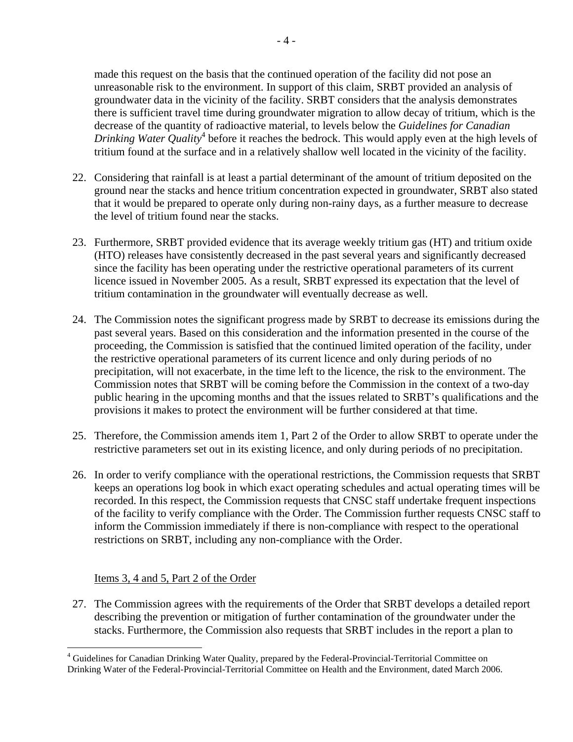made this request on the basis that the continued operation of the facility did not pose an unreasonable risk to the environment. In support of this claim, SRBT provided an analysis of groundwater data in the vicinity of the facility. SRBT considers that the analysis demonstrates there is sufficient travel time during groundwater migration to allow decay of tritium, which is the decrease of the quantity of radioactive material, to levels below the *Guidelines for Canadian Drinking Water Quality*[4] before it reaches the bedrock. This would apply even at the high levels of tritium found at the surface and in a relatively shallow well located in the vicinity of the facility.

22. Considering that rainfall is at least a partial determinant of the amount of tritium deposited on the ground near the stacks and hence tritium concentration expected in groundwater, SRBT also stated that it would be prepared to operate only during non-rainy days, as a further measure to decrease the level of tritium found near the stacks.

23. Furthermore, SRBT provided evidence that its average weekly tritium gas (HT) and tritium oxide (HTO) releases have consistently decreased in the past several years and significantly decreased since the facility has been operating under the restrictive operational parameters of its current licence issued in November 2005. As a result, SRBT expressed its expectation that the level of tritium contamination in the groundwater will eventually decrease as well.

24. The Commission notes the significant progress made by SRBT to decrease its emissions during the past several years. Based on this consideration and the information presented in the course of the proceeding, the Commission is satisfied that the continued limited operation of the facility, under the restrictive operational parameters of its current licence and only during periods of no precipitation, will not exacerbate, in the time left to the licence, the risk to the environment. The Commission notes that SRBT will be coming before the Commission in the context of a two-day public hearing in the upcoming months and that the issues related to SRBT's qualifications and the provisions it makes to protect the environment will be further considered at that time.

25. Therefore, the Commission amends item 1, Part 2 of the Order to allow SRBT to operate under the restrictive parameters set out in its existing licence, and only during periods of no precipitation.

26. In order to verify compliance with the operational restrictions, the Commission requests that SRBT keeps an operations log book in which exact operating schedules and actual operating times will be recorded. In this respect, the Commission requests that CNSC staff undertake frequent inspections of the facility to verify compliance with the Order. The Commission further requests CNSC staff to inform the Commission immediately if there is non-compliance with respect to the operational restrictions on SRBT, including any non-compliance with the Order.

Items 3, 4 and 5, Part 2 of the Order

27. The Commission agrees with the requirements of the Order that SRBT develops a detailed report describing the prevention or mitigation of further contamination of the groundwater under the stacks. Furthermore, the Commission also requests that SRBT includes in the report a plan to

---

[4] Guidelines for Canadian Drinking Water Quality, prepared by the Federal-Provincial-Territorial Committee on Drinking Water of the Federal-Provincial-Territorial Committee on Health and the Environment, dated March 2006.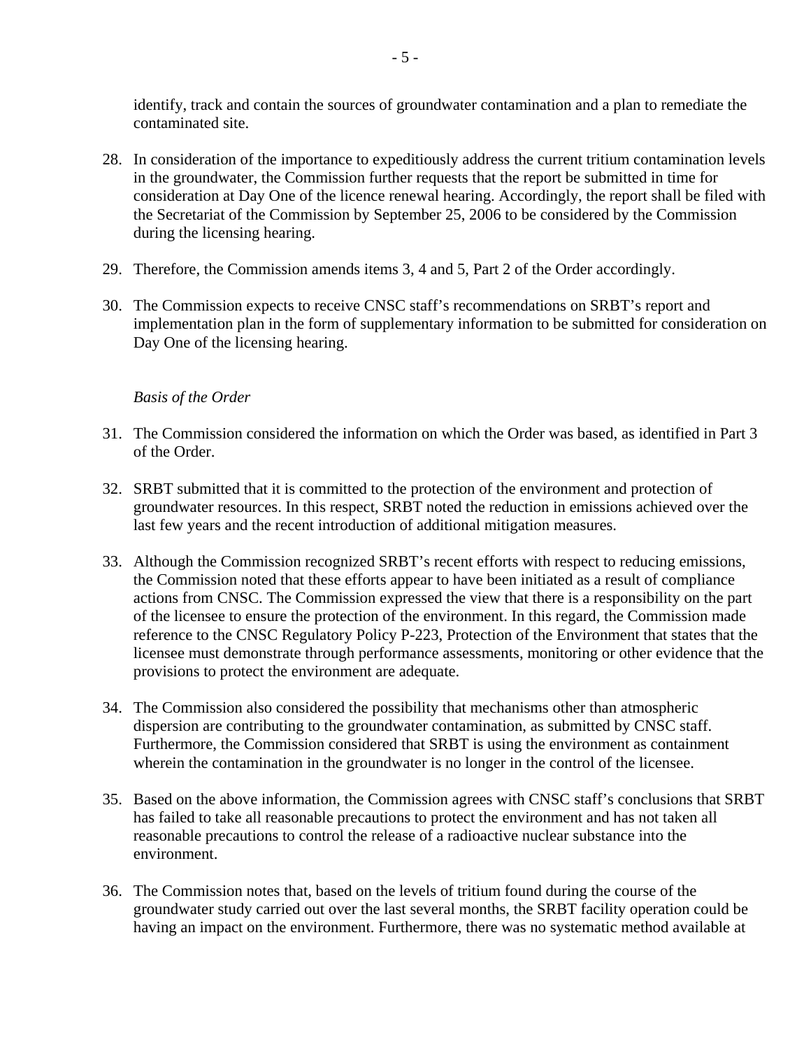identify, track and contain the sources of groundwater contamination and a plan to remediate the contaminated site.

28. In consideration of the importance to expeditiously address the current tritium contamination levels in the groundwater, the Commission further requests that the report be submitted in time for consideration at Day One of the licence renewal hearing. Accordingly, the report shall be filed with the Secretariat of the Commission by September 25, 2006 to be considered by the Commission during the licensing hearing.

29. Therefore, the Commission amends items 3, 4 and 5, Part 2 of the Order accordingly.

30. The Commission expects to receive CNSC staff's recommendations on SRBT's report and implementation plan in the form of supplementary information to be submitted for consideration on Day One of the licensing hearing.

*Basis of the Order*

31. The Commission considered the information on which the Order was based, as identified in Part 3 of the Order.

32. SRBT submitted that it is committed to the protection of the environment and protection of groundwater resources. In this respect, SRBT noted the reduction in emissions achieved over the last few years and the recent introduction of additional mitigation measures.

33. Although the Commission recognized SRBT's recent efforts with respect to reducing emissions, the Commission noted that these efforts appear to have been initiated as a result of compliance actions from CNSC. The Commission expressed the view that there is a responsibility on the part of the licensee to ensure the protection of the environment. In this regard, the Commission made reference to the CNSC Regulatory Policy P-223, Protection of the Environment that states that the licensee must demonstrate through performance assessments, monitoring or other evidence that the provisions to protect the environment are adequate.

34. The Commission also considered the possibility that mechanisms other than atmospheric dispersion are contributing to the groundwater contamination, as submitted by CNSC staff. Furthermore, the Commission considered that SRBT is using the environment as containment wherein the contamination in the groundwater is no longer in the control of the licensee.

35. Based on the above information, the Commission agrees with CNSC staff's conclusions that SRBT has failed to take all reasonable precautions to protect the environment and has not taken all reasonable precautions to control the release of a radioactive nuclear substance into the environment.

36. The Commission notes that, based on the levels of tritium found during the course of the groundwater study carried out over the last several months, the SRBT facility operation could be having an impact on the environment. Furthermore, there was no systematic method available at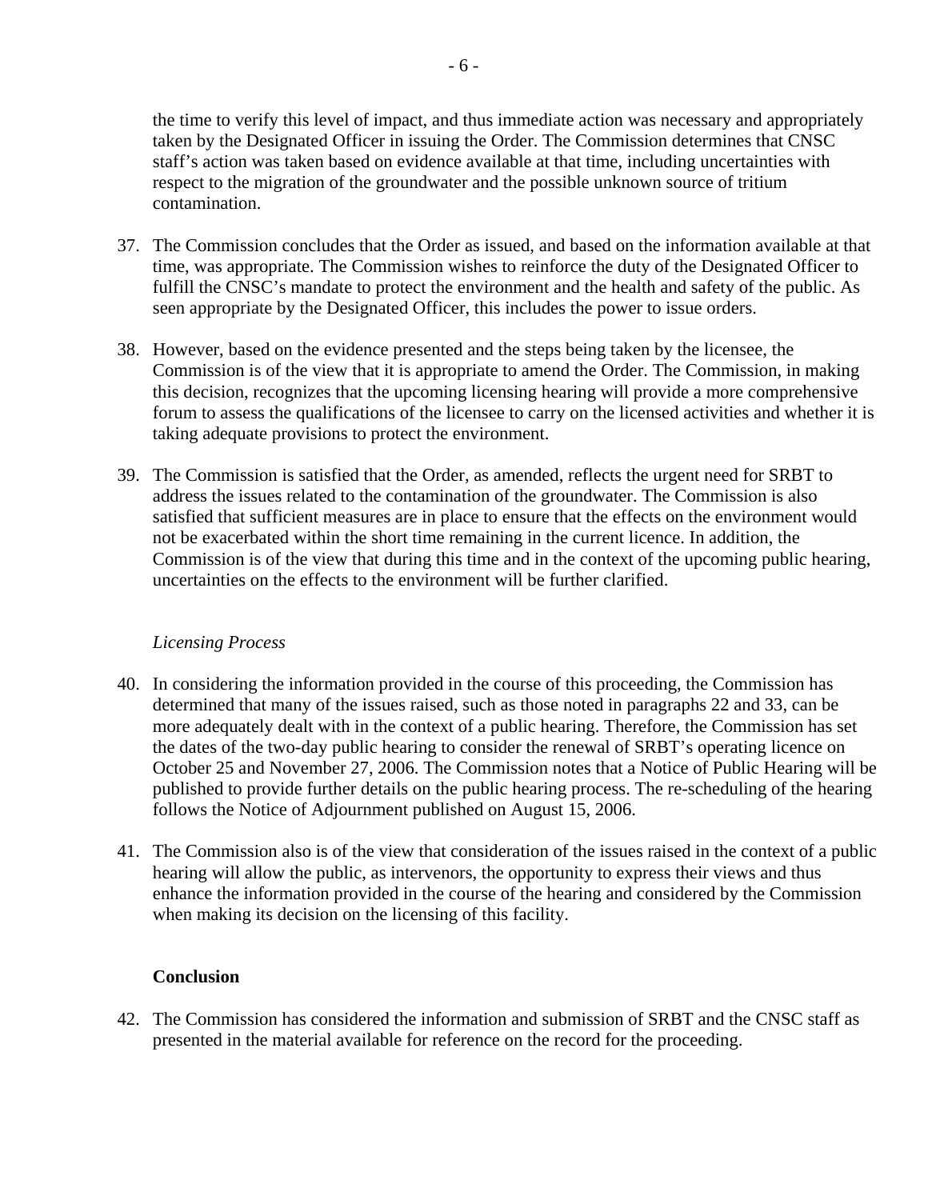the time to verify this level of impact, and thus immediate action was necessary and appropriately taken by the Designated Officer in issuing the Order. The Commission determines that CNSC staff's action was taken based on evidence available at that time, including uncertainties with respect to the migration of the groundwater and the possible unknown source of tritium contamination.

37. The Commission concludes that the Order as issued, and based on the information available at that time, was appropriate. The Commission wishes to reinforce the duty of the Designated Officer to fulfill the CNSC's mandate to protect the environment and the health and safety of the public. As seen appropriate by the Designated Officer, this includes the power to issue orders.

38. However, based on the evidence presented and the steps being taken by the licensee, the Commission is of the view that it is appropriate to amend the Order. The Commission, in making this decision, recognizes that the upcoming licensing hearing will provide a more comprehensive forum to assess the qualifications of the licensee to carry on the licensed activities and whether it is taking adequate provisions to protect the environment.

39. The Commission is satisfied that the Order, as amended, reflects the urgent need for SRBT to address the issues related to the contamination of the groundwater. The Commission is also satisfied that sufficient measures are in place to ensure that the effects on the environment would not be exacerbated within the short time remaining in the current licence. In addition, the Commission is of the view that during this time and in the context of the upcoming public hearing, uncertainties on the effects to the environment will be further clarified.

*Licensing Process*

40. In considering the information provided in the course of this proceeding, the Commission has determined that many of the issues raised, such as those noted in paragraphs 22 and 33, can be more adequately dealt with in the context of a public hearing. Therefore, the Commission has set the dates of the two-day public hearing to consider the renewal of SRBT's operating licence on October 25 and November 27, 2006. The Commission notes that a Notice of Public Hearing will be published to provide further details on the public hearing process. The re-scheduling of the hearing follows the Notice of Adjournment published on August 15, 2006.

41. The Commission also is of the view that consideration of the issues raised in the context of a public hearing will allow the public, as intervenors, the opportunity to express their views and thus enhance the information provided in the course of the hearing and considered by the Commission when making its decision on the licensing of this facility.

**Conclusion**

42. The Commission has considered the information and submission of SRBT and the CNSC staff as presented in the material available for reference on the record for the proceeding.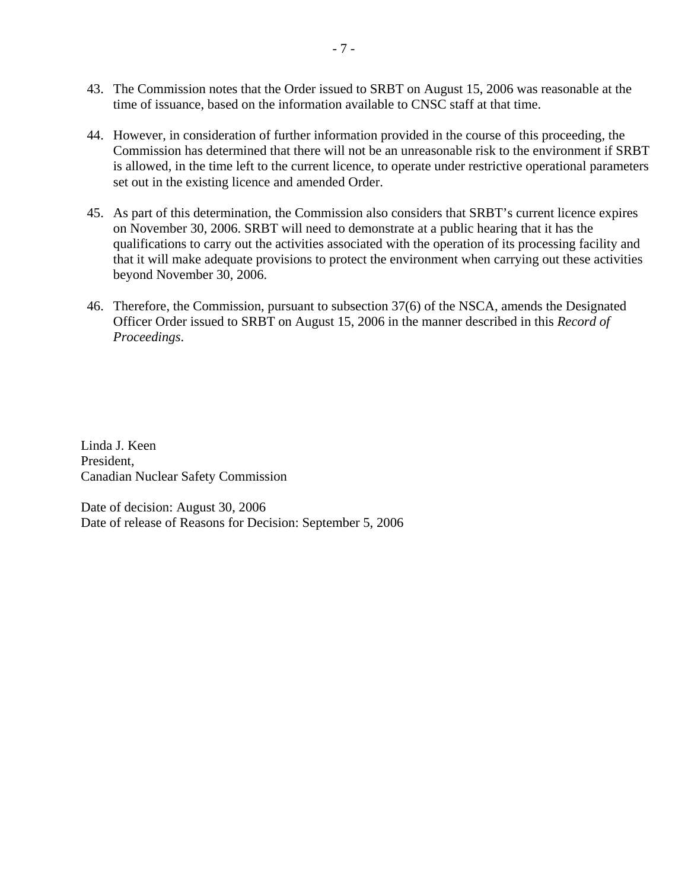43. The Commission notes that the Order issued to SRBT on August 15, 2006 was reasonable at the time of issuance, based on the information available to CNSC staff at that time.

44. However, in consideration of further information provided in the course of this proceeding, the Commission has determined that there will not be an unreasonable risk to the environment if SRBT is allowed, in the time left to the current licence, to operate under restrictive operational parameters set out in the existing licence and amended Order.

45. As part of this determination, the Commission also considers that SRBT's current licence expires on November 30, 2006. SRBT will need to demonstrate at a public hearing that it has the qualifications to carry out the activities associated with the operation of its processing facility and that it will make adequate provisions to protect the environment when carrying out these activities beyond November 30, 2006.

46. Therefore, the Commission, pursuant to subsection 37(6) of the NSCA, amends the Designated Officer Order issued to SRBT on August 15, 2006 in the manner described in this *Record of Proceedings*.

Linda J. Keen
President,
Canadian Nuclear Safety Commission

Date of decision: August 30, 2006
Date of release of Reasons for Decision: September 5, 2006